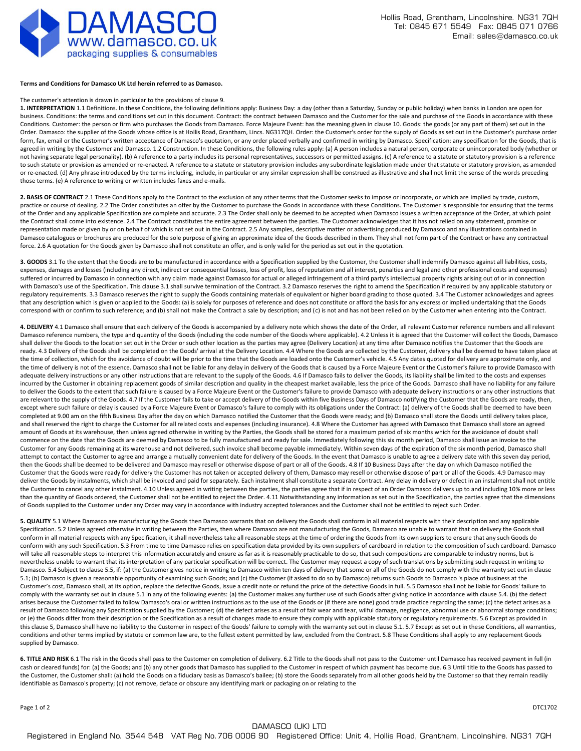Hollis Road, Grantham, Lincolnshire. NG31 7QH
Tel: 0845 671 5549 Fax: 0845 071 0766
Email: sales@damasco.co.uk

**Terms and Conditions for Damasco UK Ltd herein referred to as Damasco.**

The customer's attention is drawn in particular to the provisions of clause 9.

**1. INTERPRETATION** 1.1 Definitions. In these Conditions, the following definitions apply: Business Day: a day (other than a Saturday, Sunday or public holiday) when banks in London are open for business. Conditions: the terms and conditions set out in this document. Contract: the contract between Damasco and the Customer for the sale and purchase of the Goods in accordance with these Conditions. Customer: the person or firm who purchases the Goods from Damasco. Force Majeure Event: has the meaning given in clause 10. Goods: the goods (or any part of them) set out in the Order. Damasco: the supplier of the Goods whose office is at Hollis Road, Grantham, Lincs. NG317QH. Order: the Customer's order for the supply of Goods as set out in the Customer's purchase order form, fax, email or the Customer's written acceptance of Damasco's quotation, or any order placed verbally and confirmed in writing by Damasco. Specification: any specification for the Goods, that is agreed in writing by the Customer and Damasco. 1.2 Construction. In these Conditions, the following rules apply: (a) A person includes a natural person, corporate or unincorporated body (whether or not having separate legal personality). (b) A reference to a party includes its personal representatives, successors or permitted assigns. (c) A reference to a statute or statutory provision is a reference to such statute or provision as amended or re-enacted. A reference to a statute or statutory provision includes any subordinate legislation made under that statute or statutory provision, as amended or re-enacted. (d) Any phrase introduced by the terms including, include, in particular or any similar expression shall be construed as illustrative and shall not limit the sense of the words preceding those terms. (e) A reference to writing or written includes faxes and e-mails.

**2. BASIS OF CONTRACT** 2.1 These Conditions apply to the Contract to the exclusion of any other terms that the Customer seeks to impose or incorporate, or which are implied by trade, custom, practice or course of dealing. 2.2 The Order constitutes an offer by the Customer to purchase the Goods in accordance with these Conditions. The Customer is responsible for ensuring that the terms of the Order and any applicable Specification are complete and accurate. 2.3 The Order shall only be deemed to be accepted when Damasco issues a written acceptance of the Order, at which point the Contract shall come into existence. 2.4 The Contract constitutes the entire agreement between the parties. The Customer acknowledges that it has not relied on any statement, promise or representation made or given by or on behalf of which is not set out in the Contract. 2.5 Any samples, descriptive matter or advertising produced by Damasco and any illustrations contained in Damasco catalogues or brochures are produced for the sole purpose of giving an approximate idea of the Goods described in them. They shall not form part of the Contract or have any contractual force. 2.6 A quotation for the Goods given by Damasco shall not constitute an offer, and is only valid for the period as set out in the quotation.

**3. GOODS** 3.1 To the extent that the Goods are to be manufactured in accordance with a Specification supplied by the Customer, the Customer shall indemnify Damasco against all liabilities, costs, expenses, damages and losses (including any direct, indirect or consequential losses, loss of profit, loss of reputation and all interest, penalties and legal and other professional costs and expenses) suffered or incurred by Damasco in connection with any claim made against Damasco for actual or alleged infringement of a third party's intellectual property rights arising out of or in connection with Damasco's use of the Specification. This clause 3.1 shall survive termination of the Contract. 3.2 Damasco reserves the right to amend the Specification if required by any applicable statutory or regulatory requirements. 3.3 Damasco reserves the right to supply the Goods containing materials of equivalent or higher board grading to those quoted. 3.4 The Customer acknowledges and agrees that any description which is given or applied to the Goods: (a) is solely for purposes of reference and does not constitute or afford the basis for any express or implied undertaking that the Goods correspond with or confirm to such reference; and (b) shall not make the Contract a sale by description; and (c) is not and has not been relied on by the Customer when entering into the Contract.

**4. DELIVERY** 4.1 Damasco shall ensure that each delivery of the Goods is accompanied by a delivery note which shows the date of the Order, all relevant Customer reference numbers and all relevant Damasco reference numbers, the type and quantity of the Goods (including the code number of the Goods where applicable). 4.2 Unless it is agreed that the Customer will collect the Goods, Damasco shall deliver the Goods to the location set out in the Order or such other location as the parties may agree (Delivery Location) at any time after Damasco notifies the Customer that the Goods are ready. 4.3 Delivery of the Goods shall be completed on the Goods' arrival at the Delivery Location. 4.4 Where the Goods are collected by the Customer, delivery shall be deemed to have taken place at the time of collection, which for the avoidance of doubt will be prior to the time that the Goods are loaded onto the Customer's vehicle. 4.5 Any dates quoted for delivery are approximate only, and the time of delivery is not of the essence. Damasco shall not be liable for any delay in delivery of the Goods that is caused by a Force Majeure Event or the Customer's failure to provide Damasco with adequate delivery instructions or any other instructions that are relevant to the supply of the Goods. 4.6 If Damasco fails to deliver the Goods, its liability shall be limited to the costs and expenses incurred by the Customer in obtaining replacement goods of similar description and quality in the cheapest market available, less the price of the Goods. Damasco shall have no liability for any failure to deliver the Goods to the extent that such failure is caused by a Force Majeure Event or the Customer's failure to provide Damasco with adequate delivery instructions or any other instructions that are relevant to the supply of the Goods. 4.7 If the Customer fails to take or accept delivery of the Goods within five Business Days of Damasco notifying the Customer that the Goods are ready, then, except where such failure or delay is caused by a Force Majeure Event or Damasco's failure to comply with its obligations under the Contract: (a) delivery of the Goods shall be deemed to have been completed at 9.00 am on the fifth Business Day after the day on which Damasco notified the Customer that the Goods were ready; and (b) Damasco shall store the Goods until delivery takes place, and shall reserved the right to charge the Customer for all related costs and expenses (including insurance). 4.8 Where the Customer has agreed with Damasco that Damasco shall store an agreed amount of Goods at its warehouse, then unless agreed otherwise in writing by the Parties, the Goods shall be stored for a maximum period of six months which for the avoidance of doubt shall commence on the date that the Goods are deemed by Damasco to be fully manufactured and ready for sale. Immediately following this six month period, Damasco shall issue an invoice to the Customer for any Goods remaining at its warehouse and not delivered, such invoice shall become payable immediately. Within seven days of the expiration of the six month period, Damasco shall attempt to contact the Customer to agree and arrange a mutually convenient date for delivery of the Goods. In the event that Damasco is unable to agree a delivery date with this seven day period, then the Goods shall be deemed to be delivered and Damasco may resell or otherwise dispose of part or all of the Goods. 4.8 If 10 Business Days after the day on which Damasco notified the Customer that the Goods were ready for delivery the Customer has not taken or accepted delivery of them, Damasco may resell or otherwise dispose of part or all of the Goods. 4.9 Damasco may deliver the Goods by instalments, which shall be invoiced and paid for separately. Each instalment shall constitute a separate Contract. Any delay in delivery or defect in an instalment shall not entitle the Customer to cancel any other instalment. 4.10 Unless agreed in writing between the parties, the parties agree that if in respect of an Order Damasco delivers up to and including 10% more or less than the quantity of Goods ordered, the Customer shall not be entitled to reject the Order. 4.11 Notwithstanding any information as set out in the Specification, the parties agree that the dimensions of Goods supplied to the Customer under any Order may vary in accordance with industry accepted tolerances and the Customer shall not be entitled to reject such Order.

**5. QUALITY** 5.1 Where Damasco are manufacturing the Goods then Damasco warrants that on delivery the Goods shall conform in all material respects with their description and any applicable Specification. 5.2 Unless agreed otherwise in writing between the Parties, then where Damasco are not manufacturing the Goods, Damasco are unable to warrant that on delivery the Goods shall conform in all material respects with any Specification, it shall nevertheless take all reasonable steps at the time of ordering the Goods from its own suppliers to ensure that any such Goods do conform with any such Specification. 5.3 From time to time Damasco relies on specification data provided by its own suppliers of cardboard in relation to the composition of such cardboard. Damasco will take all reasonable steps to interpret this information accurately and ensure as far as it is reasonably practicable to do so, that such compositions are comparable to industry norms, but is nevertheless unable to warrant that its interpretation of any particular specification will be correct. The Customer may request a copy of such translations by submitting such request in writing to Damasco. 5.4 Subject to clause 5.5, if: (a) the Customer gives notice in writing to Damasco within ten days of delivery that some or all of the Goods do not comply with the warranty set out in clause 5.1; (b) Damasco is given a reasonable opportunity of examining such Goods; and (c) the Customer (if asked to do so by Damasco) returns such Goods to Damasco 's place of business at the Customer's cost, Damasco shall, at its option, replace the defective Goods, issue a credit note or refund the price of the defective Goods in full. 5.5 Damasco shall not be liable for Goods' failure to comply with the warranty set out in clause 5.1 in any of the following events: (a) the Customer makes any further use of such Goods after giving notice in accordance with clause 5.4. (b) the defect arises because the Customer failed to follow Damasco's oral or written instructions as to the use of the Goods or (if there are none) good trade practice regarding the same; (c) the defect arises as a result of Damasco following any Specification supplied by the Customer; (d) the defect arises as a result of fair wear and tear, wilful damage, negligence, abnormal use or abnormal storage conditions; or (e) the Goods differ from their description or the Specification as a result of changes made to ensure they comply with applicable statutory or regulatory requirements. 5.6 Except as provided in this clause 5, Damasco shall have no liability to the Customer in respect of the Goods' failure to comply with the warranty set out in clause 5.1. 5.7 Except as set out in these Conditions, all warranties, conditions and other terms implied by statute or common law are, to the fullest extent permitted by law, excluded from the Contract. 5.8 These Conditions shall apply to any replacement Goods supplied by Damasco.

**6. TITLE AND RISK** 6.1 The risk in the Goods shall pass to the Customer on completion of delivery. 6.2 Title to the Goods shall not pass to the Customer until Damasco has received payment in full (in cash or cleared funds) for: (a) the Goods; and (b) any other goods that Damasco has supplied to the Customer in respect of which payment has become due. 6.3 Until title to the Goods has passed to the Customer, the Customer shall: (a) hold the Goods on a fiduciary basis as Damasco's bailee; (b) store the Goods separately from all other goods held by the Customer so that they remain readily identifiable as Damasco's property; (c) not remove, deface or obscure any identifying mark or packaging on or relating to the

DTC1702

DAMASCO (UK) LTD
Registered in England No. 3544 548 VAT Reg No. 706 0006 90 Registered Office: Unit 4, Hollis Road, Grantham, Lincolnshire. NG31 7QH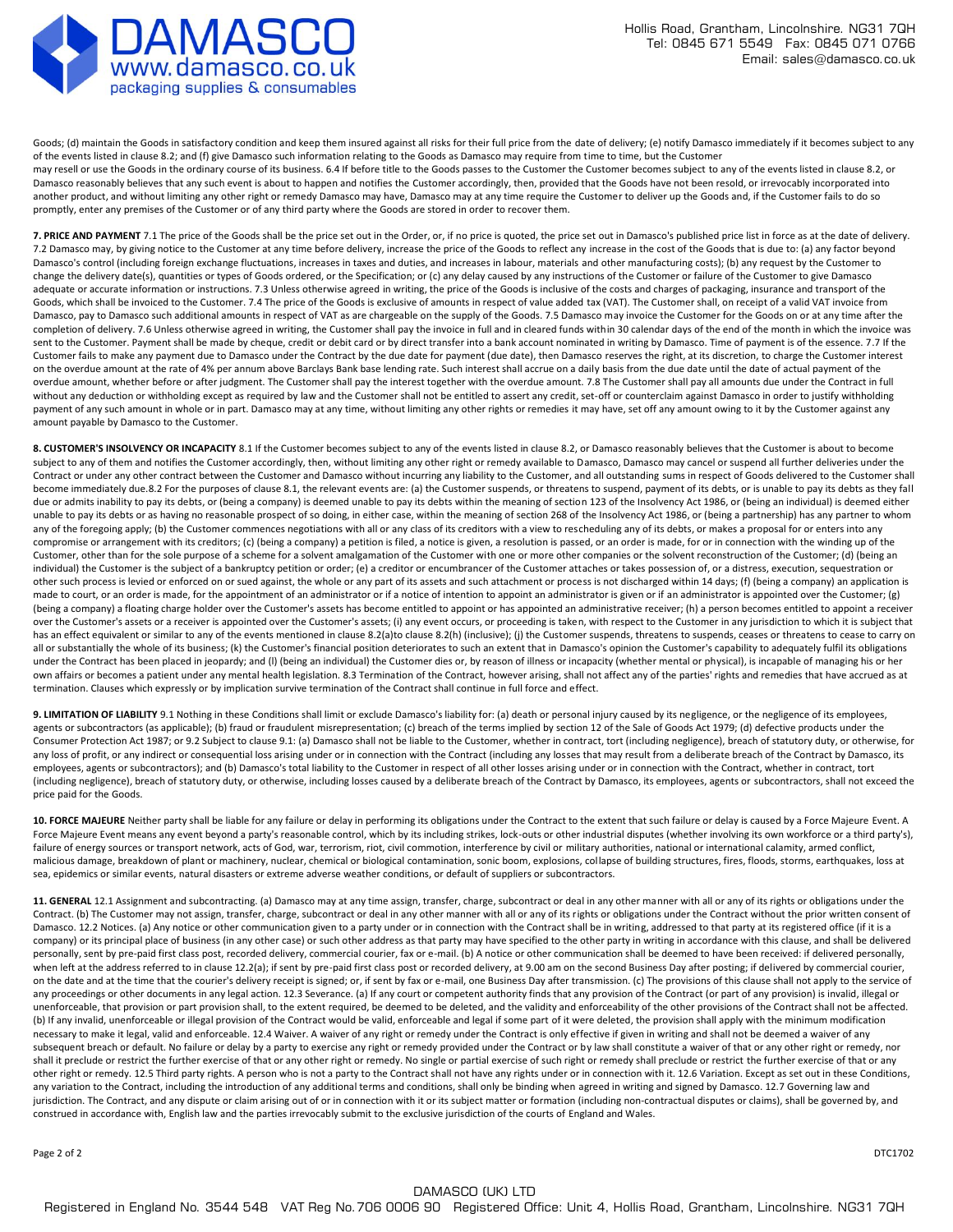Goods; (d) maintain the Goods in satisfactory condition and keep them insured against all risks for their full price from the date of delivery; (e) notify Damasco immediately if it becomes subject to any of the events listed in clause 8.2; and (f) give Damasco such information relating to the Goods as Damasco may require from time to time, but the Customer may resell or use the Goods in the ordinary course of its business. 6.4 If before title to the Goods passes to the Customer the Customer becomes subject to any of the events listed in clause 8.2, or Damasco reasonably believes that any such event is about to happen and notifies the Customer accordingly, then, provided that the Goods have not been resold, or irrevocably incorporated into another product, and without limiting any other right or remedy Damasco may have, Damasco may at any time require the Customer to deliver up the Goods and, if the Customer fails to do so promptly, enter any premises of the Customer or of any third party where the Goods are stored in order to recover them.

**7. PRICE AND PAYMENT** 7.1 The price of the Goods shall be the price set out in the Order, or, if no price is quoted, the price set out in Damasco's published price list in force as at the date of delivery. 7.2 Damasco may, by giving notice to the Customer at any time before delivery, increase the price of the Goods to reflect any increase in the cost of the Goods that is due to: (a) any factor beyond Damasco's control (including foreign exchange fluctuations, increases in taxes and duties, and increases in labour, materials and other manufacturing costs); (b) any request by the Customer to change the delivery date(s), quantities or types of Goods ordered, or the Specification; or (c) any delay caused by any instructions of the Customer or failure of the Customer to give Damasco adequate or accurate information or instructions. 7.3 Unless otherwise agreed in writing, the price of the Goods is inclusive of the costs and charges of packaging, insurance and transport of the Goods, which shall be invoiced to the Customer. 7.4 The price of the Goods is exclusive of amounts in respect of value added tax (VAT). The Customer shall, on receipt of a valid VAT invoice from Damasco, pay to Damasco such additional amounts in respect of VAT as are chargeable on the supply of the Goods. 7.5 Damasco may invoice the Customer for the Goods on or at any time after the completion of delivery. 7.6 Unless otherwise agreed in writing, the Customer shall pay the invoice in full and in cleared funds within 30 calendar days of the end of the month in which the invoice was sent to the Customer. Payment shall be made by cheque, credit or debit card or by direct transfer into a bank account nominated in writing by Damasco. Time of payment is of the essence. 7.7 If the Customer fails to make any payment due to Damasco under the Contract by the due date for payment (due date), then Damasco reserves the right, at its discretion, to charge the Customer interest on the overdue amount at the rate of 4% per annum above Barclays Bank base lending rate. Such interest shall accrue on a daily basis from the due date until the date of actual payment of the overdue amount, whether before or after judgment. The Customer shall pay the interest together with the overdue amount. 7.8 The Customer shall pay all amounts due under the Contract in full without any deduction or withholding except as required by law and the Customer shall not be entitled to assert any credit, set-off or counterclaim against Damasco in order to justify withholding payment of any such amount in whole or in part. Damasco may at any time, without limiting any other rights or remedies it may have, set off any amount owing to it by the Customer against any amount payable by Damasco to the Customer.

**8. CUSTOMER'S INSOLVENCY OR INCAPACITY** 8.1 If the Customer becomes subject to any of the events listed in clause 8.2, or Damasco reasonably believes that the Customer is about to become subject to any of them and notifies the Customer accordingly, then, without limiting any other right or remedy available to Damasco, Damasco may cancel or suspend all further deliveries under the Contract or under any other contract between the Customer and Damasco without incurring any liability to the Customer, and all outstanding sums in respect of Goods delivered to the Customer shall become immediately due.8.2 For the purposes of clause 8.1, the relevant events are: (a) the Customer suspends, or threatens to suspend, payment of its debts, or is unable to pay its debts as they fall due or admits inability to pay its debts, or (being a company) is deemed unable to pay its debts within the meaning of section 123 of the Insolvency Act 1986, or (being an individual) is deemed either unable to pay its debts or as having no reasonable prospect of so doing, in either case, within the meaning of section 268 of the Insolvency Act 1986, or (being a partnership) has any partner to whom any of the foregoing apply; (b) the Customer commences negotiations with all or any class of its creditors with a view to rescheduling any of its debts, or makes a proposal for or enters into any compromise or arrangement with its creditors; (c) (being a company) a petition is filed, a notice is given, a resolution is passed, or an order is made, for or in connection with the winding up of the Customer, other than for the sole purpose of a scheme for a solvent amalgamation of the Customer with one or more other companies or the solvent reconstruction of the Customer; (d) (being an individual) the Customer is the subject of a bankruptcy petition or order; (e) a creditor or encumbrancer of the Customer attaches or takes possession of, or a distress, execution, sequestration or other such process is levied or enforced on or sued against, the whole or any part of its assets and such attachment or process is not discharged within 14 days; (f) (being a company) an application is made to court, or an order is made, for the appointment of an administrator or if a notice of intention to appoint an administrator is given or if an administrator is appointed over the Customer; (g) (being a company) a floating charge holder over the Customer's assets has become entitled to appoint or has appointed an administrative receiver; (h) a person becomes entitled to appoint a receiver over the Customer's assets or a receiver is appointed over the Customer's assets; (i) any event occurs, or proceeding is taken, with respect to the Customer in any jurisdiction to which it is subject that has an effect equivalent or similar to any of the events mentioned in clause 8.2(a)to clause 8.2(h) (inclusive); (j) the Customer suspends, threatens to suspends, ceases or threatens to cease to carry on all or substantially the whole of its business; (k) the Customer's financial position deteriorates to such an extent that in Damasco's opinion the Customer's capability to adequately fulfil its obligations under the Contract has been placed in jeopardy; and (l) (being an individual) the Customer dies or, by reason of illness or incapacity (whether mental or physical), is incapable of managing his or her own affairs or becomes a patient under any mental health legislation. 8.3 Termination of the Contract, however arising, shall not affect any of the parties' rights and remedies that have accrued as at termination. Clauses which expressly or by implication survive termination of the Contract shall continue in full force and effect.

**9. LIMITATION OF LIABILITY** 9.1 Nothing in these Conditions shall limit or exclude Damasco's liability for: (a) death or personal injury caused by its negligence, or the negligence of its employees, agents or subcontractors (as applicable); (b) fraud or fraudulent misrepresentation; (c) breach of the terms implied by section 12 of the Sale of Goods Act 1979; (d) defective products under the Consumer Protection Act 1987; or 9.2 Subject to clause 9.1: (a) Damasco shall not be liable to the Customer, whether in contract, tort (including negligence), breach of statutory duty, or otherwise, for any loss of profit, or any indirect or consequential loss arising under or in connection with the Contract (including any losses that may result from a deliberate breach of the Contract by Damasco, its employees, agents or subcontractors); and (b) Damasco's total liability to the Customer in respect of all other losses arising under or in connection with the Contract, whether in contract, tort (including negligence), breach of statutory duty, or otherwise, including losses caused by a deliberate breach of the Contract by Damasco, its employees, agents or subcontractors, shall not exceed the price paid for the Goods.

**10. FORCE MAJEURE** Neither party shall be liable for any failure or delay in performing its obligations under the Contract to the extent that such failure or delay is caused by a Force Majeure Event. A Force Majeure Event means any event beyond a party's reasonable control, which by its including strikes, lock-outs or other industrial disputes (whether involving its own workforce or a third party's), failure of energy sources or transport network, acts of God, war, terrorism, riot, civil commotion, interference by civil or military authorities, national or international calamity, armed conflict, malicious damage, breakdown of plant or machinery, nuclear, chemical or biological contamination, sonic boom, explosions, collapse of building structures, fires, floods, storms, earthquakes, loss at sea, epidemics or similar events, natural disasters or extreme adverse weather conditions, or default of suppliers or subcontractors.

**11. GENERAL** 12.1 Assignment and subcontracting. (a) Damasco may at any time assign, transfer, charge, subcontract or deal in any other manner with all or any of its rights or obligations under the Contract. (b) The Customer may not assign, transfer, charge, subcontract or deal in any other manner with all or any of its rights or obligations under the Contract without the prior written consent of Damasco. 12.2 Notices. (a) Any notice or other communication given to a party under or in connection with the Contract shall be in writing, addressed to that party at its registered office (if it is a company) or its principal place of business (in any other case) or such other address as that party may have specified to the other party in writing in accordance with this clause, and shall be delivered personally, sent by pre-paid first class post, recorded delivery, commercial courier, fax or e-mail. (b) A notice or other communication shall be deemed to have been received: if delivered personally, when left at the address referred to in clause 12.2(a); if sent by pre-paid first class post or recorded delivery, at 9.00 am on the second Business Day after posting; if delivered by commercial courier, on the date and at the time that the courier's delivery receipt is signed; or, if sent by fax or e-mail, one Business Day after transmission. (c) The provisions of this clause shall not apply to the service of any proceedings or other documents in any legal action. 12.3 Severance. (a) If any court or competent authority finds that any provision of the Contract (or part of any provision) is invalid, illegal or unenforceable, that provision or part provision shall, to the extent required, be deemed to be deleted, and the validity and enforceability of the other provisions of the Contract shall not be affected. (b) If any invalid, unenforceable or illegal provision of the Contract would be valid, enforceable and legal if some part of it were deleted, the provision shall apply with the minimum modification necessary to make it legal, valid and enforceable. 12.4 Waiver. A waiver of any right or remedy under the Contract is only effective if given in writing and shall not be deemed a waiver of any subsequent breach or default. No failure or delay by a party to exercise any right or remedy provided under the Contract or by law shall constitute a waiver of that or any other right or remedy, nor shall it preclude or restrict the further exercise of that or any other right or remedy. No single or partial exercise of such right or remedy shall preclude or restrict the further exercise of that or any other right or remedy. 12.5 Third party rights. A person who is not a party to the Contract shall not have any rights under or in connection with it. 12.6 Variation. Except as set out in these Conditions, any variation to the Contract, including the introduction of any additional terms and conditions, shall only be binding when agreed in writing and signed by Damasco. 12.7 Governing law and jurisdiction. The Contract, and any dispute or claim arising out of or in connection with it or its subject matter or formation (including non-contractual disputes or claims), shall be governed by, and construed in accordance with, English law and the parties irrevocably submit to the exclusive jurisdiction of the courts of England and Wales.